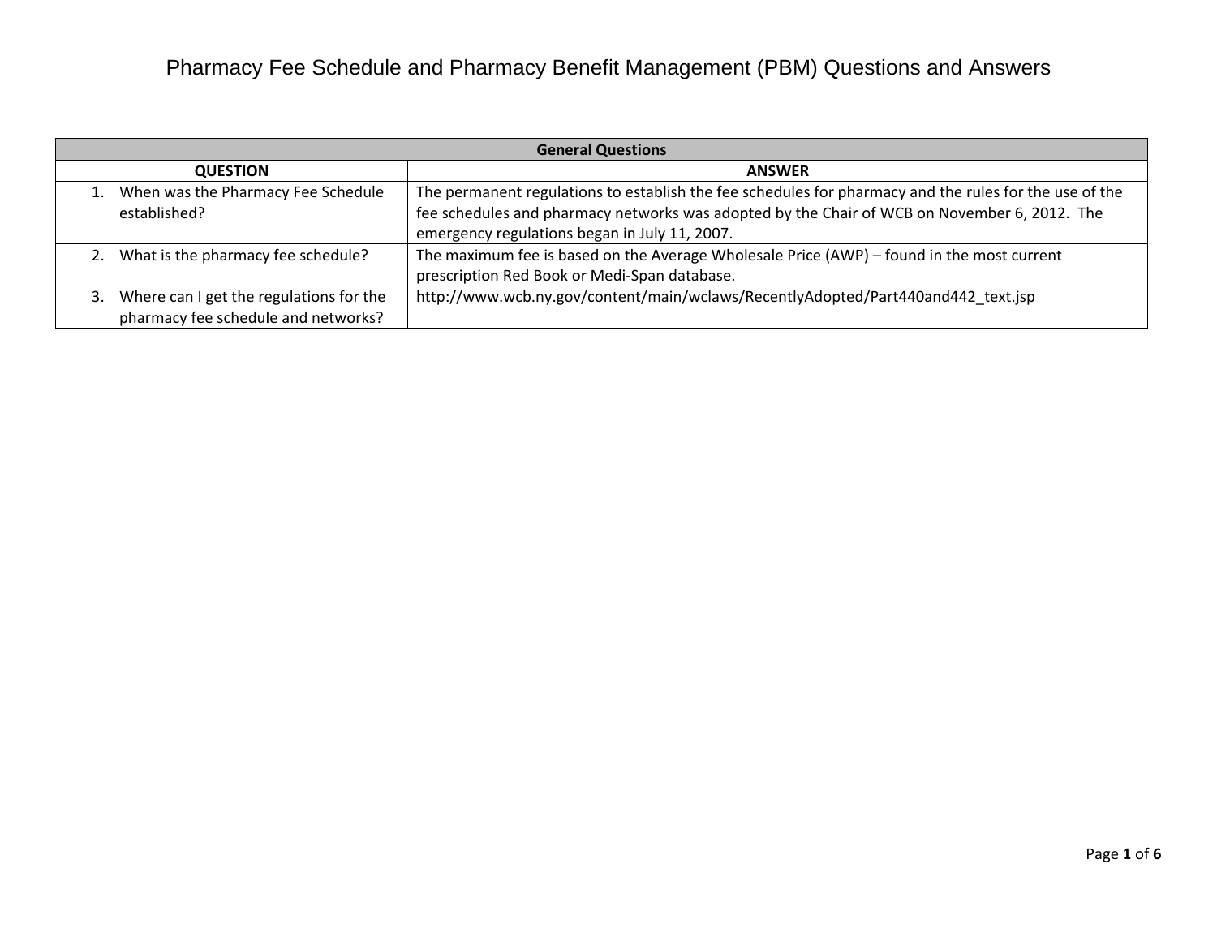# Pharmacy Fee Schedule and Pharmacy Benefit Management (PBM) Questions and Answers

| General Questions | |
|---|---|
| **QUESTION** | **ANSWER** |
| 1. When was the Pharmacy Fee Schedule established? | The permanent regulations to establish the fee schedules for pharmacy and the rules for the use of the fee schedules and pharmacy networks was adopted by the Chair of WCB on November 6, 2012. The emergency regulations began in July 11, 2007. |
| 2. What is the pharmacy fee schedule? | The maximum fee is based on the Average Wholesale Price (AWP) – found in the most current prescription Red Book or Medi-Span database. |
| 3. Where can I get the regulations for the pharmacy fee schedule and networks? | http://www.wcb.ny.gov/content/main/wclaws/RecentlyAdopted/Part440and442_text.jsp |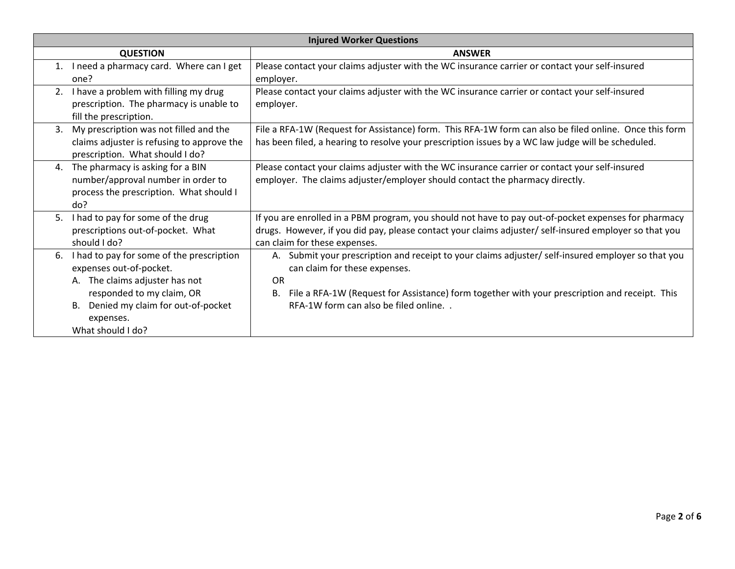| Injured Worker Questions | |
|---|---|
| **QUESTION** | **ANSWER** |
| 1. I need a pharmacy card. Where can I get one? | Please contact your claims adjuster with the WC insurance carrier or contact your self-insured employer. |
| 2. I have a problem with filling my drug prescription. The pharmacy is unable to fill the prescription. | Please contact your claims adjuster with the WC insurance carrier or contact your self-insured employer. |
| 3. My prescription was not filled and the claims adjuster is refusing to approve the prescription. What should I do? | File a RFA-1W (Request for Assistance) form. This RFA-1W form can also be filed online. Once this form has been filed, a hearing to resolve your prescription issues by a WC law judge will be scheduled. |
| 4. The pharmacy is asking for a BIN number/approval number in order to process the prescription. What should I do? | Please contact your claims adjuster with the WC insurance carrier or contact your self-insured employer. The claims adjuster/employer should contact the pharmacy directly. |
| 5. I had to pay for some of the drug prescriptions out-of-pocket. What should I do? | If you are enrolled in a PBM program, you should not have to pay out-of-pocket expenses for pharmacy drugs. However, if you did pay, please contact your claims adjuster/ self-insured employer so that you can claim for these expenses. |
| 6. I had to pay for some of the prescription expenses out-of-pocket.<br>A. The claims adjuster has not responded to my claim, OR<br>B. Denied my claim for out-of-pocket expenses.<br>What should I do? | A. Submit your prescription and receipt to your claims adjuster/ self-insured employer so that you can claim for these expenses.<br>OR<br>B. File a RFA-1W (Request for Assistance) form together with your prescription and receipt. This RFA-1W form can also be filed online. . |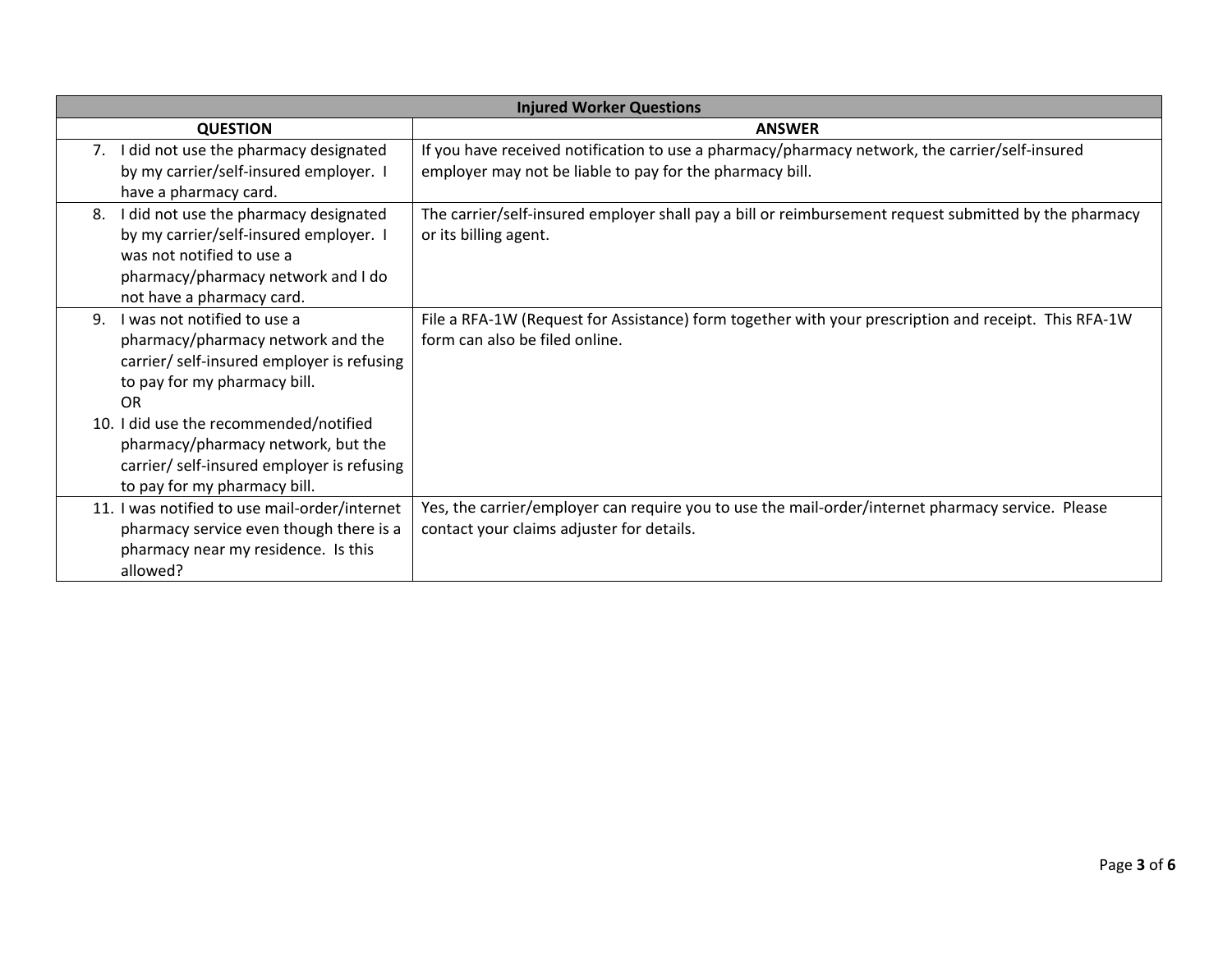| Injured Worker Questions | |
|---|---|
| **QUESTION** | **ANSWER** |
| 7. I did not use the pharmacy designated by my carrier/self-insured employer. I have a pharmacy card. | If you have received notification to use a pharmacy/pharmacy network, the carrier/self-insured employer may not be liable to pay for the pharmacy bill. |
| 8. I did not use the pharmacy designated by my carrier/self-insured employer. I was not notified to use a pharmacy/pharmacy network and I do not have a pharmacy card. | The carrier/self-insured employer shall pay a bill or reimbursement request submitted by the pharmacy or its billing agent. |
| 9. I was not notified to use a pharmacy/pharmacy network and the carrier/ self-insured employer is refusing to pay for my pharmacy bill. OR 10. I did use the recommended/notified pharmacy/pharmacy network, but the carrier/ self-insured employer is refusing to pay for my pharmacy bill. | File a RFA-1W (Request for Assistance) form together with your prescription and receipt. This RFA-1W form can also be filed online. |
| 11. I was notified to use mail-order/internet pharmacy service even though there is a pharmacy near my residence. Is this allowed? | Yes, the carrier/employer can require you to use the mail-order/internet pharmacy service. Please contact your claims adjuster for details. |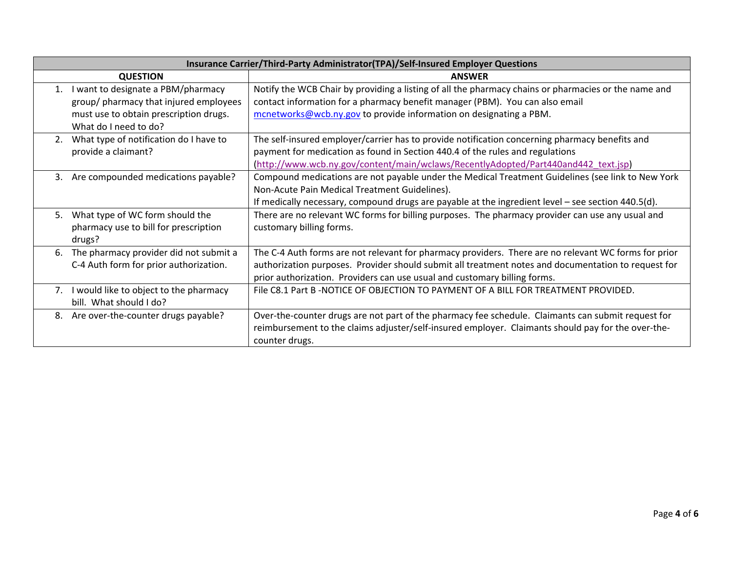| Insurance Carrier/Third-Party Administrator(TPA)/Self-Insured Employer Questions | |
|---|---|
| **QUESTION** | **ANSWER** |
| 1. I want to designate a PBM/pharmacy group/ pharmacy that injured employees must use to obtain prescription drugs. What do I need to do? | Notify the WCB Chair by providing a listing of all the pharmacy chains or pharmacies or the name and contact information for a pharmacy benefit manager (PBM). You can also email [mcnetworks@wcb.ny.gov](mailto:mcnetworks@wcb.ny.gov) to provide information on designating a PBM. |
| 2. What type of notification do I have to provide a claimant? | The self-insured employer/carrier has to provide notification concerning pharmacy benefits and payment for medication as found in Section 440.4 of the rules and regulations ([http://www.wcb.ny.gov/content/main/wclaws/RecentlyAdopted/Part440and442_text.jsp](http://www.wcb.ny.gov/content/main/wclaws/RecentlyAdopted/Part440and442_text.jsp)) |
| 3. Are compounded medications payable? | Compound medications are not payable under the Medical Treatment Guidelines (see link to New York Non-Acute Pain Medical Treatment Guidelines). If medically necessary, compound drugs are payable at the ingredient level – see section 440.5(d). |
| 5. What type of WC form should the pharmacy use to bill for prescription drugs? | There are no relevant WC forms for billing purposes. The pharmacy provider can use any usual and customary billing forms. |
| 6. The pharmacy provider did not submit a C-4 Auth form for prior authorization. | The C-4 Auth forms are not relevant for pharmacy providers. There are no relevant WC forms for prior authorization purposes. Provider should submit all treatment notes and documentation to request for prior authorization. Providers can use usual and customary billing forms. |
| 7. I would like to object to the pharmacy bill. What should I do? | File C8.1 Part B -NOTICE OF OBJECTION TO PAYMENT OF A BILL FOR TREATMENT PROVIDED. |
| 8. Are over-the-counter drugs payable? | Over-the-counter drugs are not part of the pharmacy fee schedule. Claimants can submit request for reimbursement to the claims adjuster/self-insured employer. Claimants should pay for the over-the-counter drugs. |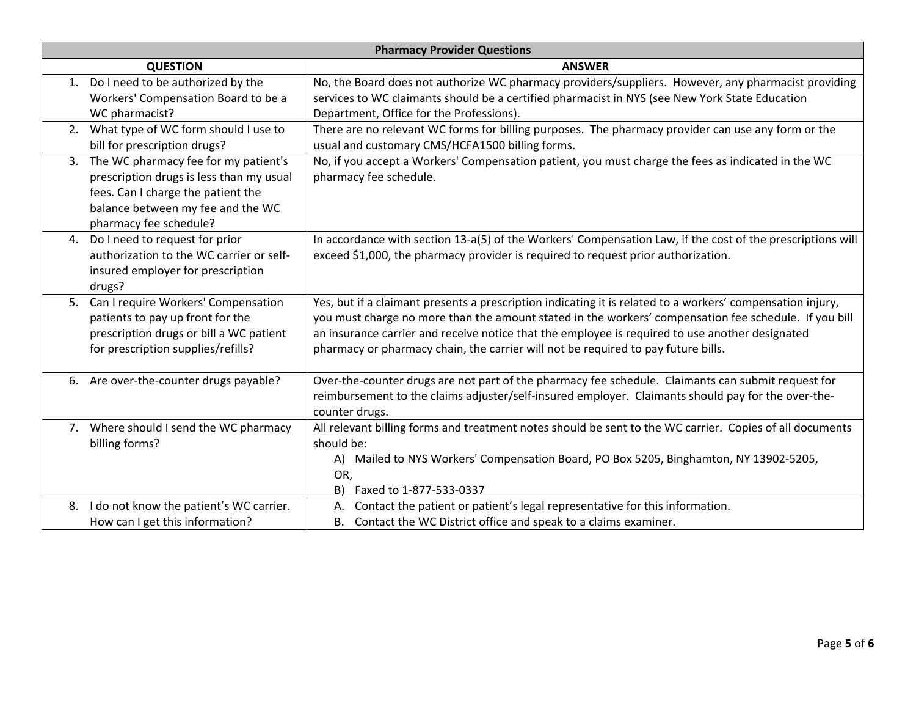| Pharmacy Provider Questions | |
|---|---|
| **QUESTION** | **ANSWER** |
| 1. Do I need to be authorized by the Workers' Compensation Board to be a WC pharmacist? | No, the Board does not authorize WC pharmacy providers/suppliers. However, any pharmacist providing services to WC claimants should be a certified pharmacist in NYS (see New York State Education Department, Office for the Professions). |
| 2. What type of WC form should I use to bill for prescription drugs? | There are no relevant WC forms for billing purposes. The pharmacy provider can use any form or the usual and customary CMS/HCFA1500 billing forms. |
| 3. The WC pharmacy fee for my patient's prescription drugs is less than my usual fees. Can I charge the patient the balance between my fee and the WC pharmacy fee schedule? | No, if you accept a Workers' Compensation patient, you must charge the fees as indicated in the WC pharmacy fee schedule. |
| 4. Do I need to request for prior authorization to the WC carrier or self-insured employer for prescription drugs? | In accordance with section 13-a(5) of the Workers' Compensation Law, if the cost of the prescriptions will exceed $1,000, the pharmacy provider is required to request prior authorization. |
| 5. Can I require Workers' Compensation patients to pay up front for the prescription drugs or bill a WC patient for prescription supplies/refills? | Yes, but if a claimant presents a prescription indicating it is related to a workers' compensation injury, you must charge no more than the amount stated in the workers' compensation fee schedule. If you bill an insurance carrier and receive notice that the employee is required to use another designated pharmacy or pharmacy chain, the carrier will not be required to pay future bills. |
| 6. Are over-the-counter drugs payable? | Over-the-counter drugs are not part of the pharmacy fee schedule. Claimants can submit request for reimbursement to the claims adjuster/self-insured employer. Claimants should pay for the over-the-counter drugs. |
| 7. Where should I send the WC pharmacy billing forms? | All relevant billing forms and treatment notes should be sent to the WC carrier. Copies of all documents should be:<br>A) Mailed to NYS Workers' Compensation Board, PO Box 5205, Binghamton, NY 13902-5205,<br>OR,<br>B) Faxed to 1-877-533-0337 |
| 8. I do not know the patient's WC carrier. How can I get this information? | A. Contact the patient or patient's legal representative for this information.<br>B. Contact the WC District office and speak to a claims examiner. |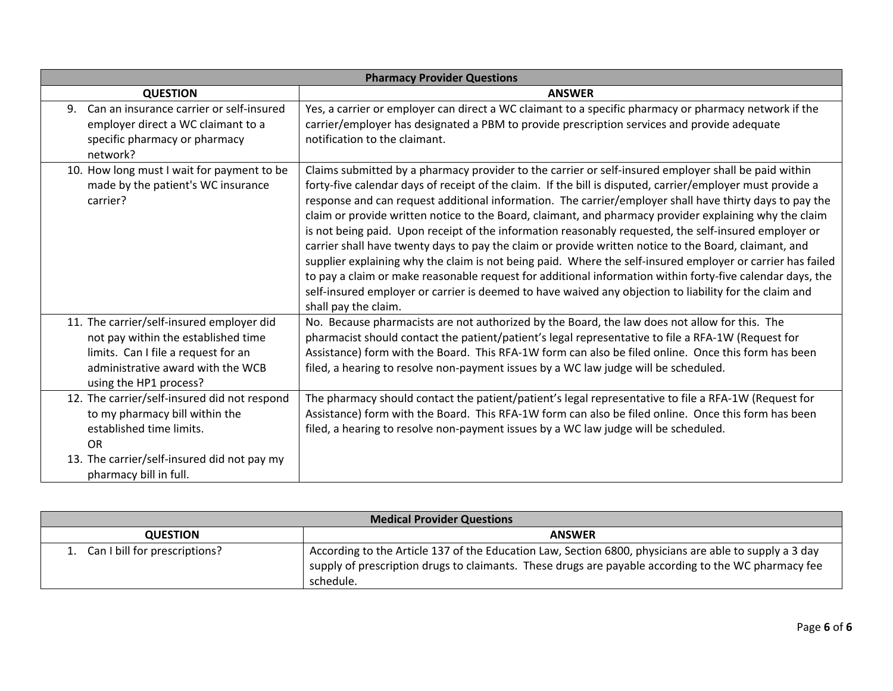| Pharmacy Provider Questions | |
|---|---|
| **QUESTION** | **ANSWER** |
| 9. Can an insurance carrier or self-insured employer direct a WC claimant to a specific pharmacy or pharmacy network? | Yes, a carrier or employer can direct a WC claimant to a specific pharmacy or pharmacy network if the carrier/employer has designated a PBM to provide prescription services and provide adequate notification to the claimant. |
| 10. How long must I wait for payment to be made by the patient's WC insurance carrier? | Claims submitted by a pharmacy provider to the carrier or self-insured employer shall be paid within forty-five calendar days of receipt of the claim. If the bill is disputed, carrier/employer must provide a response and can request additional information. The carrier/employer shall have thirty days to pay the claim or provide written notice to the Board, claimant, and pharmacy provider explaining why the claim is not being paid. Upon receipt of the information reasonably requested, the self-insured employer or carrier shall have twenty days to pay the claim or provide written notice to the Board, claimant, and supplier explaining why the claim is not being paid. Where the self-insured employer or carrier has failed to pay a claim or make reasonable request for additional information within forty-five calendar days, the self-insured employer or carrier is deemed to have waived any objection to liability for the claim and shall pay the claim. |
| 11. The carrier/self-insured employer did not pay within the established time limits. Can I file a request for an administrative award with the WCB using the HP1 process? | No. Because pharmacists are not authorized by the Board, the law does not allow for this. The pharmacist should contact the patient/patient's legal representative to file a RFA-1W (Request for Assistance) form with the Board. This RFA-1W form can also be filed online. Once this form has been filed, a hearing to resolve non-payment issues by a WC law judge will be scheduled. |
| 12. The carrier/self-insured did not respond to my pharmacy bill within the established time limits.<br>OR<br>13. The carrier/self-insured did not pay my pharmacy bill in full. | The pharmacy should contact the patient/patient's legal representative to file a RFA-1W (Request for Assistance) form with the Board. This RFA-1W form can also be filed online. Once this form has been filed, a hearing to resolve non-payment issues by a WC law judge will be scheduled. |

| Medical Provider Questions | |
|---|---|
| **QUESTION** | **ANSWER** |
| 1. Can I bill for prescriptions? | According to the Article 137 of the Education Law, Section 6800, physicians are able to supply a 3 day supply of prescription drugs to claimants. These drugs are payable according to the WC pharmacy fee schedule. |